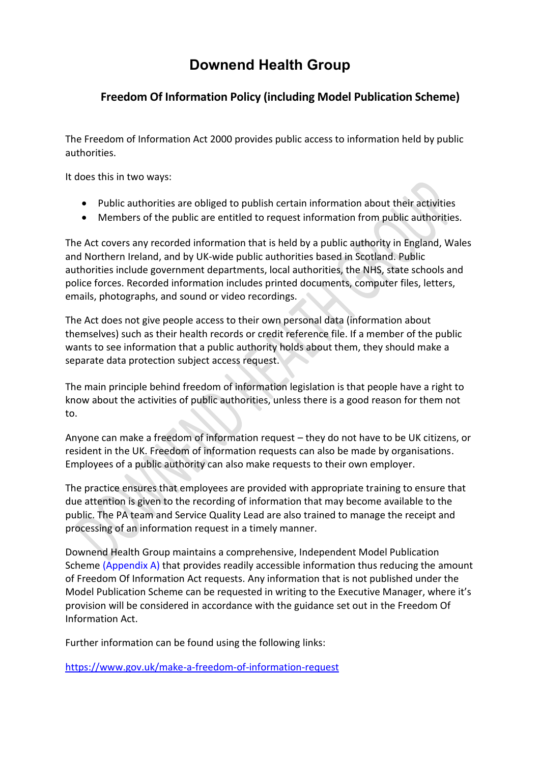# Downend Health Group

## Freedom Of Information Policy (including Model Publication Scheme)

The Freedom of Information Act 2000 provides public access to information held by public authorities.

It does this in two ways:

- Public authorities are obliged to publish certain information about their activities
- Members of the public are entitled to request information from public authorities.

The Act covers any recorded information that is held by a public authority in England, Wales and Northern Ireland, and by UK-wide public authorities based in Scotland. Public authorities include government departments, local authorities, the NHS, state schools and police forces. Recorded information includes printed documents, computer files, letters, emails, photographs, and sound or video recordings.

The Act does not give people access to their own personal data (information about themselves) such as their health records or credit reference file. If a member of the public wants to see information that a public authority holds about them, they should make a separate data protection subject access request.

The main principle behind freedom of information legislation is that people have a right to know about the activities of public authorities, unless there is a good reason for them not to.

Anyone can make a freedom of information request – they do not have to be UK citizens, or resident in the UK. Freedom of information requests can also be made by organisations. Employees of a public authority can also make requests to their own employer.

The practice ensures that employees are provided with appropriate training to ensure that due attention is given to the recording of information that may become available to the public. The PA team and Service Quality Lead are also trained to manage the receipt and processing of an information request in a timely manner.

Downend Health Group maintains a comprehensive, Independent Model Publication Scheme (Appendix A) that provides readily accessible information thus reducing the amount of Freedom Of Information Act requests. Any information that is not published under the Model Publication Scheme can be requested in writing to the Executive Manager, where it's provision will be considered in accordance with the guidance set out in the Freedom Of Information Act.

Further information can be found using the following links:

https://www.gov.uk/make-a-freedom-of-information-request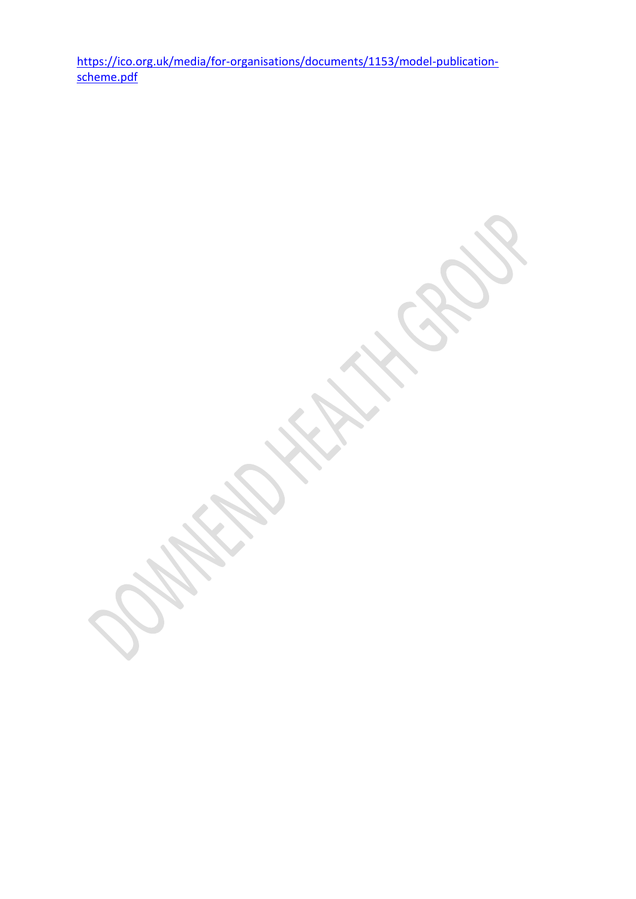https://ico.org.uk/media/for-organisations/documents/1153/model-publication-scheme.pdf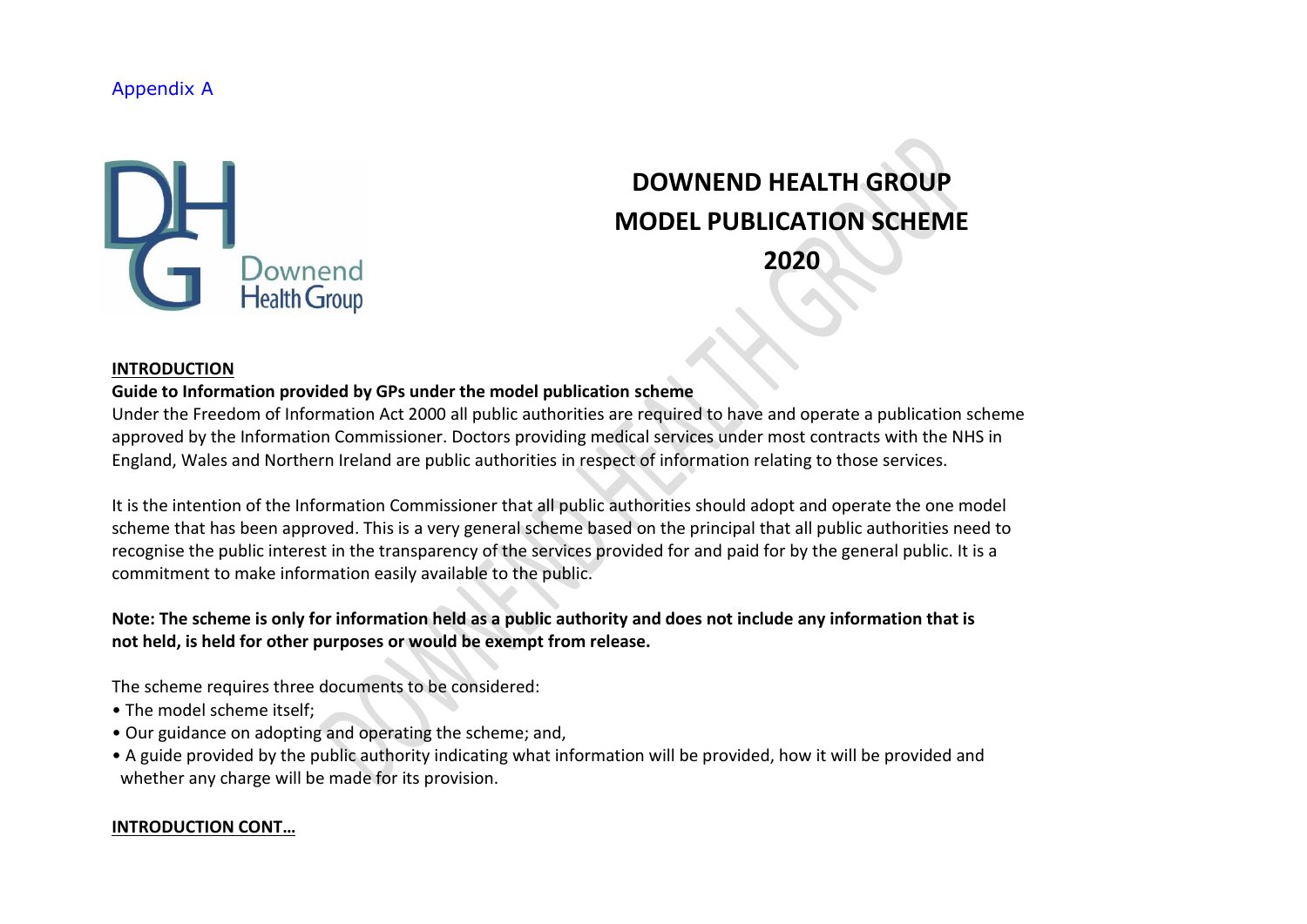Appendix A

# DOWNEND HEALTH GROUP MODEL PUBLICATION SCHEME 2020

**INTRODUCTION**

**Guide to Information provided by GPs under the model publication scheme**

Under the Freedom of Information Act 2000 all public authorities are required to have and operate a publication scheme approved by the Information Commissioner. Doctors providing medical services under most contracts with the NHS in England, Wales and Northern Ireland are public authorities in respect of information relating to those services.

It is the intention of the Information Commissioner that all public authorities should adopt and operate the one model scheme that has been approved. This is a very general scheme based on the principal that all public authorities need to recognise the public interest in the transparency of the services provided for and paid for by the general public. It is a commitment to make information easily available to the public.

**Note: The scheme is only for information held as a public authority and does not include any information that is not held, is held for other purposes or would be exempt from release.**

The scheme requires three documents to be considered:

- The model scheme itself;
- Our guidance on adopting and operating the scheme; and,
- A guide provided by the public authority indicating what information will be provided, how it will be provided and whether any charge will be made for its provision.

**INTRODUCTION CONT…**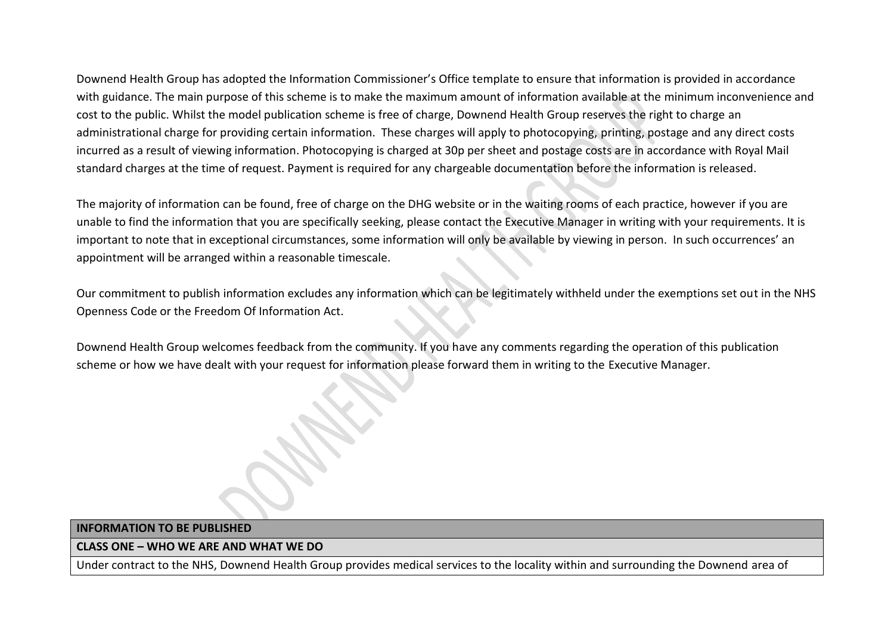Downend Health Group has adopted the Information Commissioner's Office template to ensure that information is provided in accordance with guidance. The main purpose of this scheme is to make the maximum amount of information available at the minimum inconvenience and cost to the public. Whilst the model publication scheme is free of charge, Downend Health Group reserves the right to charge an administrational charge for providing certain information. These charges will apply to photocopying, printing, postage and any direct costs incurred as a result of viewing information. Photocopying is charged at 30p per sheet and postage costs are in accordance with Royal Mail standard charges at the time of request. Payment is required for any chargeable documentation before the information is released.

The majority of information can be found, free of charge on the DHG website or in the waiting rooms of each practice, however if you are unable to find the information that you are specifically seeking, please contact the Executive Manager in writing with your requirements. It is important to note that in exceptional circumstances, some information will only be available by viewing in person. In such occurrences' an appointment will be arranged within a reasonable timescale.

Our commitment to publish information excludes any information which can be legitimately withheld under the exemptions set out in the NHS Openness Code or the Freedom Of Information Act.

Downend Health Group welcomes feedback from the community. If you have any comments regarding the operation of this publication scheme or how we have dealt with your request for information please forward them in writing to the Executive Manager.

| **INFORMATION TO BE PUBLISHED** |
| --- |
| **CLASS ONE – WHO WE ARE AND WHAT WE DO** |
| Under contract to the NHS, Downend Health Group provides medical services to the locality within and surrounding the Downend area of |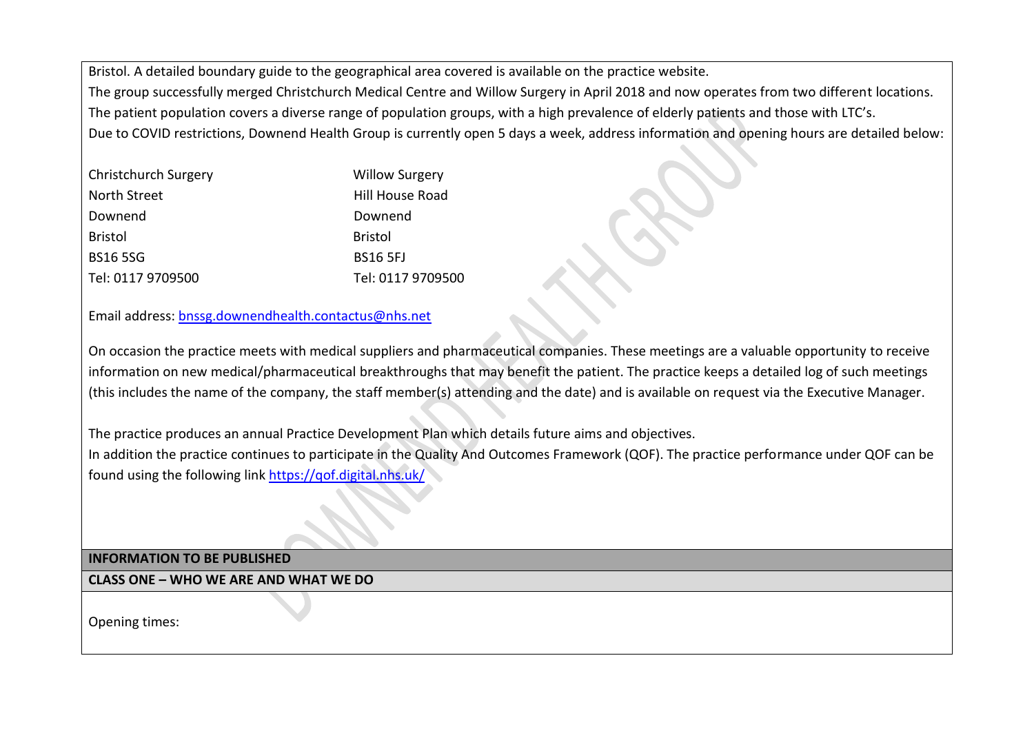Bristol. A detailed boundary guide to the geographical area covered is available on the practice website.
The group successfully merged Christchurch Medical Centre and Willow Surgery in April 2018 and now operates from two different locations.
The patient population covers a diverse range of population groups, with a high prevalence of elderly patients and those with LTC's.
Due to COVID restrictions, Downend Health Group is currently open 5 days a week, address information and opening hours are detailed below:

| Christchurch Surgery | Willow Surgery |
|---|---|
| North Street | Hill House Road |
| Downend | Downend |
| Bristol | Bristol |
| BS16 5SG | BS16 5FJ |
| Tel: 0117 9709500 | Tel: 0117 9709500 |

Email address: bnssg.downendhealth.contactus@nhs.net

On occasion the practice meets with medical suppliers and pharmaceutical companies. These meetings are a valuable opportunity to receive information on new medical/pharmaceutical breakthroughs that may benefit the patient. The practice keeps a detailed log of such meetings (this includes the name of the company, the staff member(s) attending and the date) and is available on request via the Executive Manager.

The practice produces an annual Practice Development Plan which details future aims and objectives.
In addition the practice continues to participate in the Quality And Outcomes Framework (QOF). The practice performance under QOF can be found using the following link https://qof.digital.nhs.uk/

**INFORMATION TO BE PUBLISHED**

**CLASS ONE – WHO WE ARE AND WHAT WE DO**

Opening times: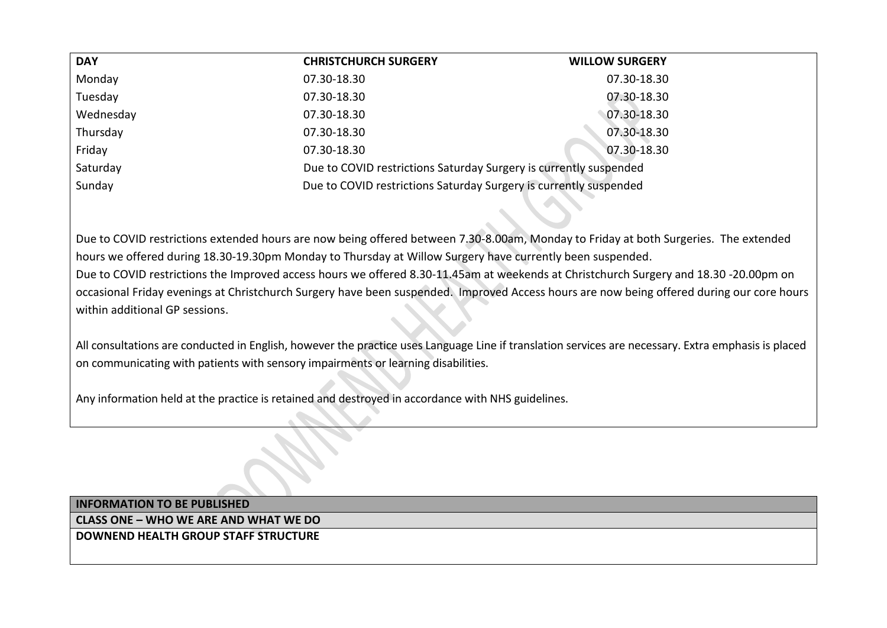| DAY | CHRISTCHURCH SURGERY | WILLOW SURGERY |
|---|---|---|
| Monday | 07.30-18.30 | 07.30-18.30 |
| Tuesday | 07.30-18.30 | 07.30-18.30 |
| Wednesday | 07.30-18.30 | 07.30-18.30 |
| Thursday | 07.30-18.30 | 07.30-18.30 |
| Friday | 07.30-18.30 | 07.30-18.30 |
| Saturday | Due to COVID restrictions Saturday Surgery is currently suspended | |
| Sunday | Due to COVID restrictions Saturday Surgery is currently suspended | |

Due to COVID restrictions extended hours are now being offered between 7.30-8.00am, Monday to Friday at both Surgeries. The extended hours we offered during 18.30-19.30pm Monday to Thursday at Willow Surgery have currently been suspended.
Due to COVID restrictions the Improved access hours we offered 8.30-11.45am at weekends at Christchurch Surgery and 18.30 -20.00pm on occasional Friday evenings at Christchurch Surgery have been suspended. Improved Access hours are now being offered during our core hours within additional GP sessions.

All consultations are conducted in English, however the practice uses Language Line if translation services are necessary. Extra emphasis is placed on communicating with patients with sensory impairments or learning disabilities.

Any information held at the practice is retained and destroyed in accordance with NHS guidelines.

| INFORMATION TO BE PUBLISHED |
|---|
| **CLASS ONE – WHO WE ARE AND WHAT WE DO** |
| **DOWNEND HEALTH GROUP STAFF STRUCTURE** |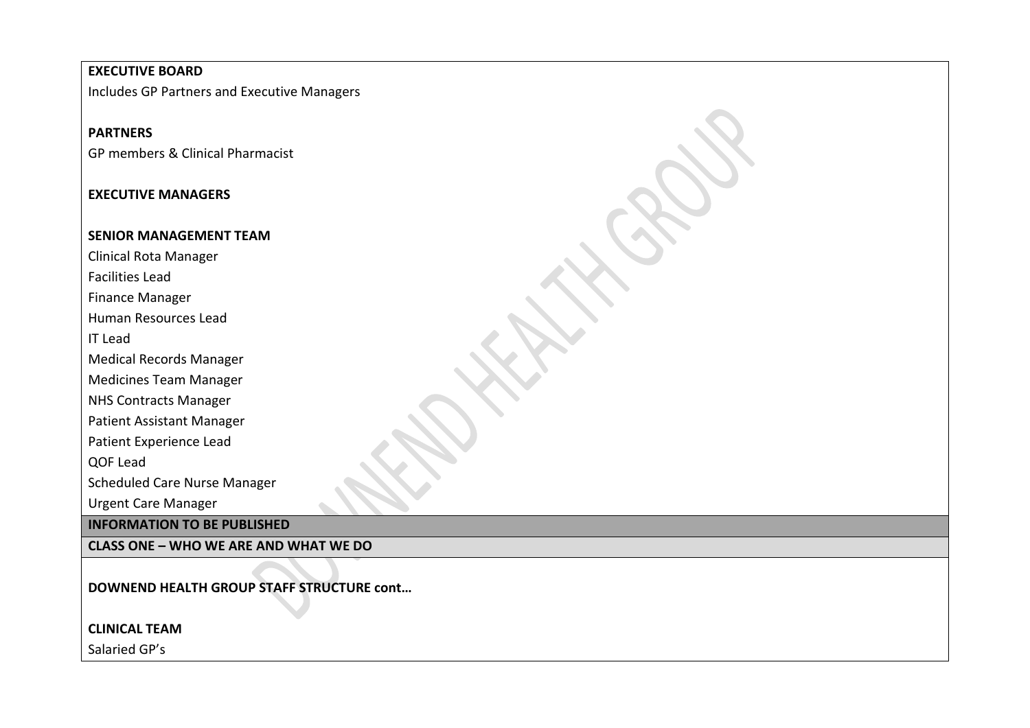**EXECUTIVE BOARD**

Includes GP Partners and Executive Managers

**PARTNERS**

GP members & Clinical Pharmacist

**EXECUTIVE MANAGERS**

**SENIOR MANAGEMENT TEAM**

Clinical Rota Manager

Facilities Lead

Finance Manager

Human Resources Lead

IT Lead

Medical Records Manager

Medicines Team Manager

NHS Contracts Manager

Patient Assistant Manager

Patient Experience Lead

QOF Lead

Scheduled Care Nurse Manager

Urgent Care Manager

**INFORMATION TO BE PUBLISHED**

**CLASS ONE – WHO WE ARE AND WHAT WE DO**

**DOWNEND HEALTH GROUP STAFF STRUCTURE cont…**

**CLINICAL TEAM**

Salaried GP's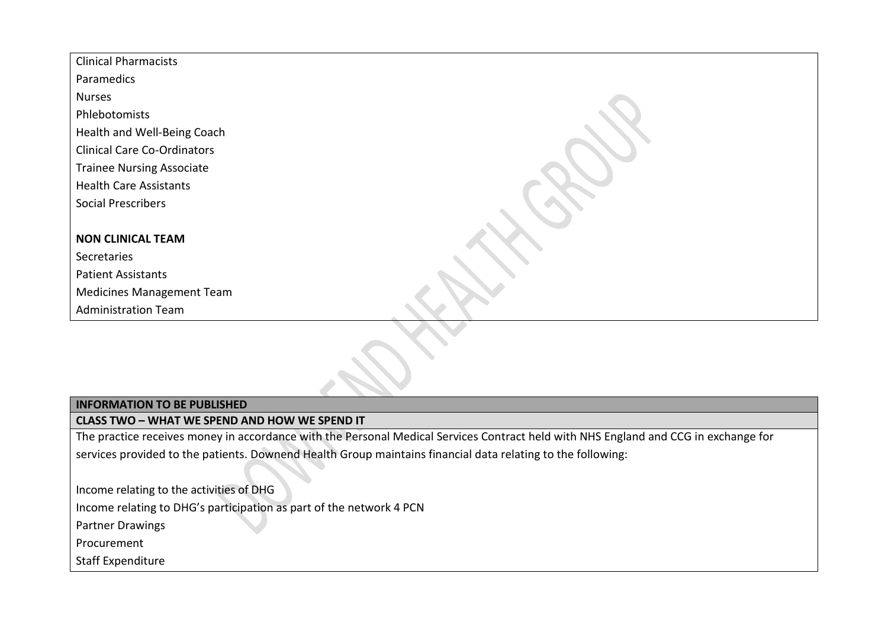Clinical Pharmacists
Paramedics
Nurses
Phlebotomists
Health and Well-Being Coach
Clinical Care Co-Ordinators
Trainee Nursing Associate
Health Care Assistants
Social Prescribers

**NON CLINICAL TEAM**
Secretaries
Patient Assistants
Medicines Management Team
Administration Team

| **INFORMATION TO BE PUBLISHED** |
| --- |
| **CLASS TWO – WHAT WE SPEND AND HOW WE SPEND IT** |
| The practice receives money in accordance with the Personal Medical Services Contract held with NHS England and CCG in exchange for services provided to the patients. Downend Health Group maintains financial data relating to the following:<br><br>Income relating to the activities of DHG<br>Income relating to DHG's participation as part of the network 4 PCN<br>Partner Drawings<br>Procurement<br>Staff Expenditure |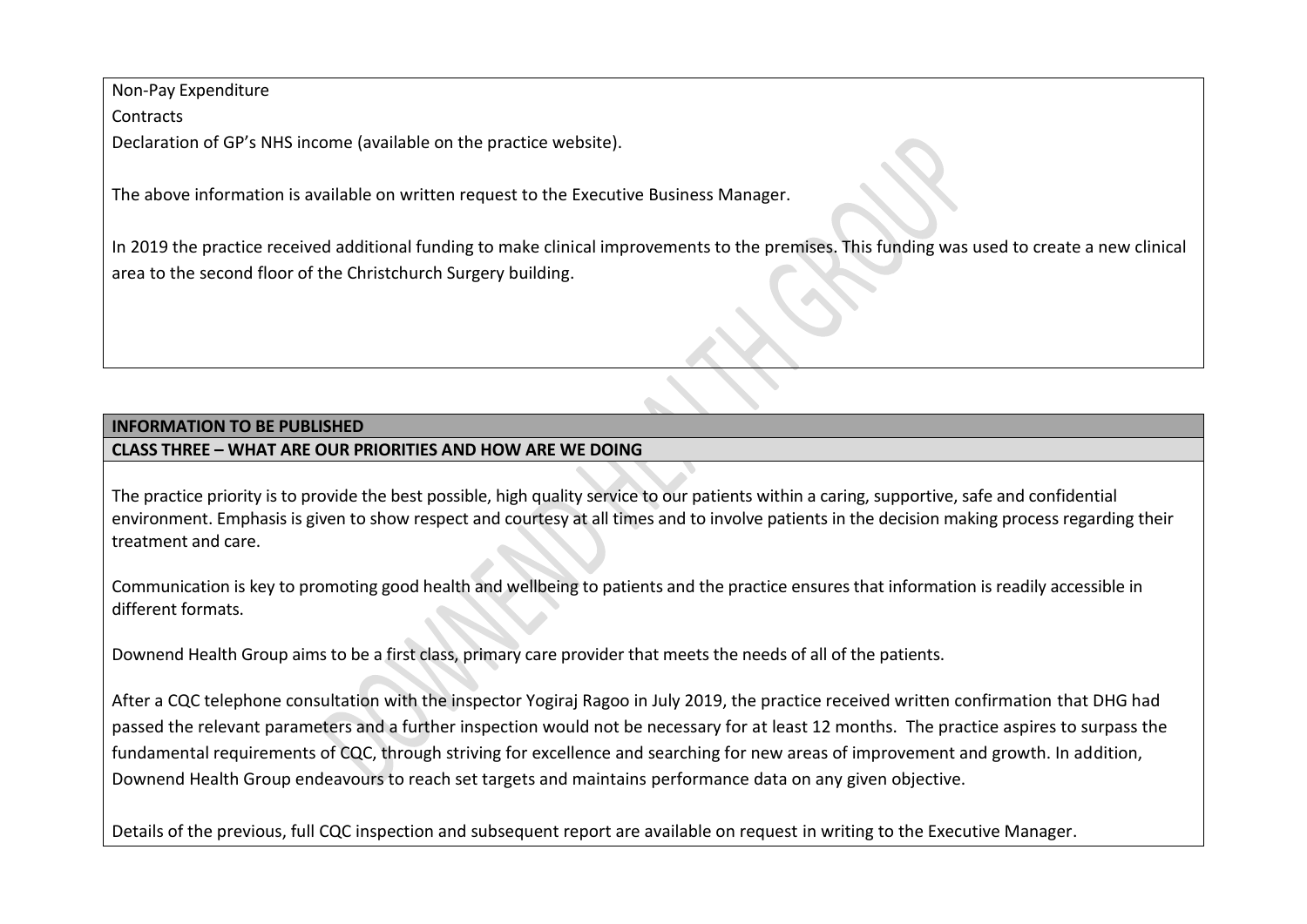Non-Pay Expenditure

Contracts

Declaration of GP's NHS income (available on the practice website).

The above information is available on written request to the Executive Business Manager.

In 2019 the practice received additional funding to make clinical improvements to the premises. This funding was used to create a new clinical area to the second floor of the Christchurch Surgery building.

**INFORMATION TO BE PUBLISHED**

**CLASS THREE – WHAT ARE OUR PRIORITIES AND HOW ARE WE DOING**

The practice priority is to provide the best possible, high quality service to our patients within a caring, supportive, safe and confidential environment. Emphasis is given to show respect and courtesy at all times and to involve patients in the decision making process regarding their treatment and care.

Communication is key to promoting good health and wellbeing to patients and the practice ensures that information is readily accessible in different formats.

Downend Health Group aims to be a first class, primary care provider that meets the needs of all of the patients.

After a CQC telephone consultation with the inspector Yogiraj Ragoo in July 2019, the practice received written confirmation that DHG had passed the relevant parameters and a further inspection would not be necessary for at least 12 months. The practice aspires to surpass the fundamental requirements of CQC, through striving for excellence and searching for new areas of improvement and growth. In addition, Downend Health Group endeavours to reach set targets and maintains performance data on any given objective.

Details of the previous, full CQC inspection and subsequent report are available on request in writing to the Executive Manager.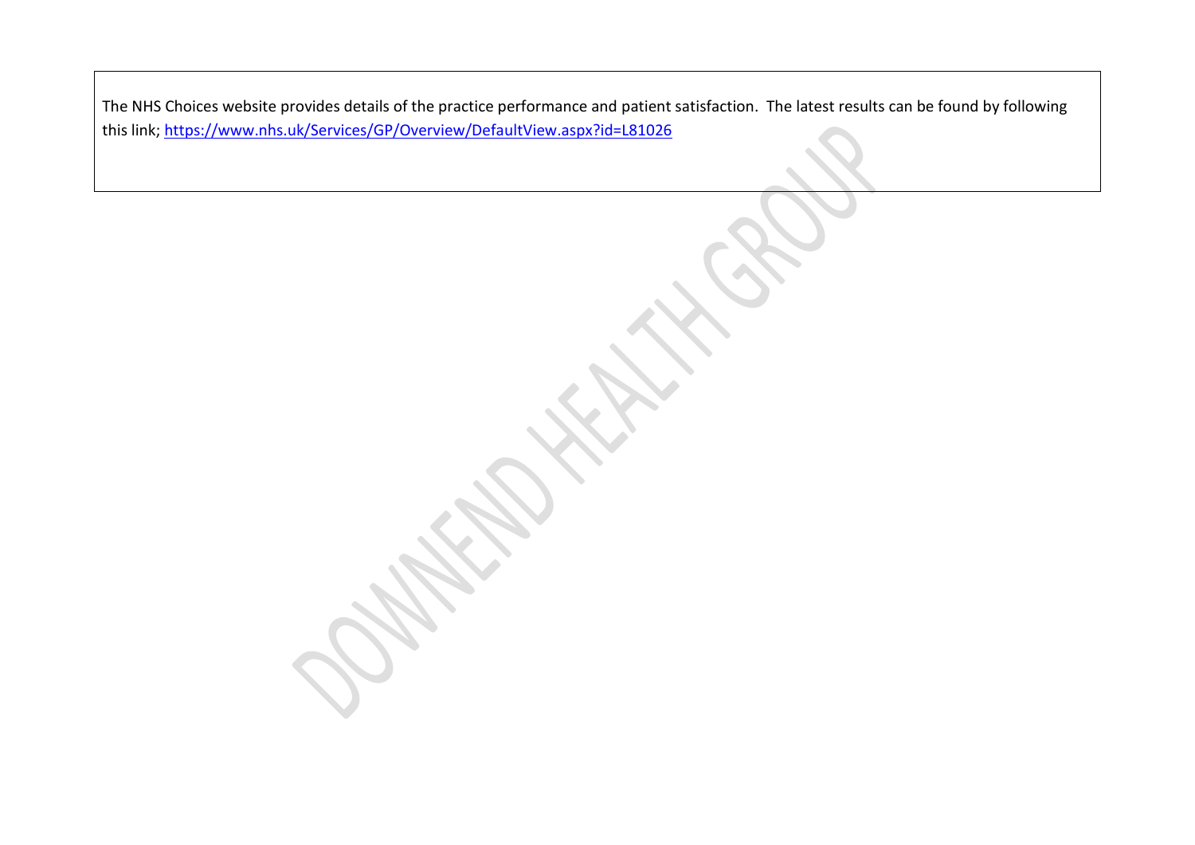The NHS Choices website provides details of the practice performance and patient satisfaction. The latest results can be found by following this link; https://www.nhs.uk/Services/GP/Overview/DefaultView.aspx?id=L81026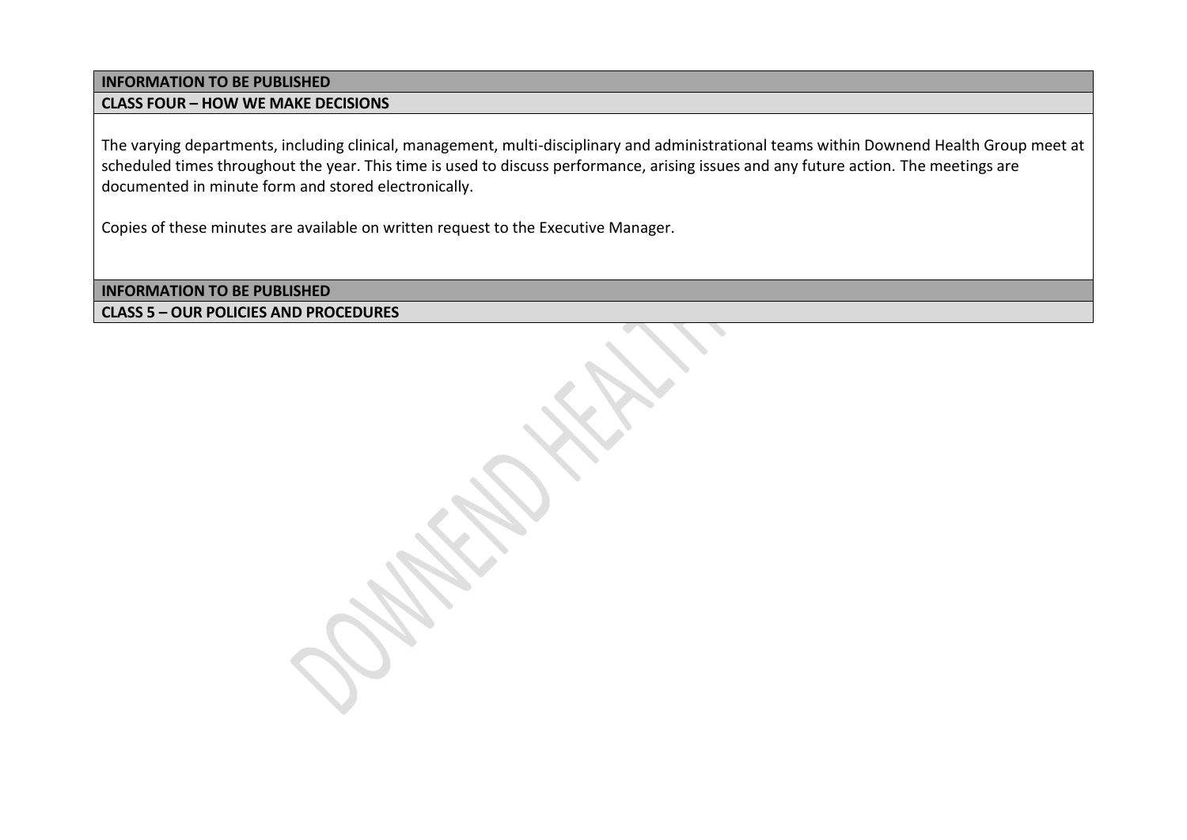**INFORMATION TO BE PUBLISHED**

**CLASS FOUR – HOW WE MAKE DECISIONS**

The varying departments, including clinical, management, multi-disciplinary and administrational teams within Downend Health Group meet at scheduled times throughout the year. This time is used to discuss performance, arising issues and any future action. The meetings are documented in minute form and stored electronically.

Copies of these minutes are available on written request to the Executive Manager.

**INFORMATION TO BE PUBLISHED**

**CLASS 5 – OUR POLICIES AND PROCEDURES**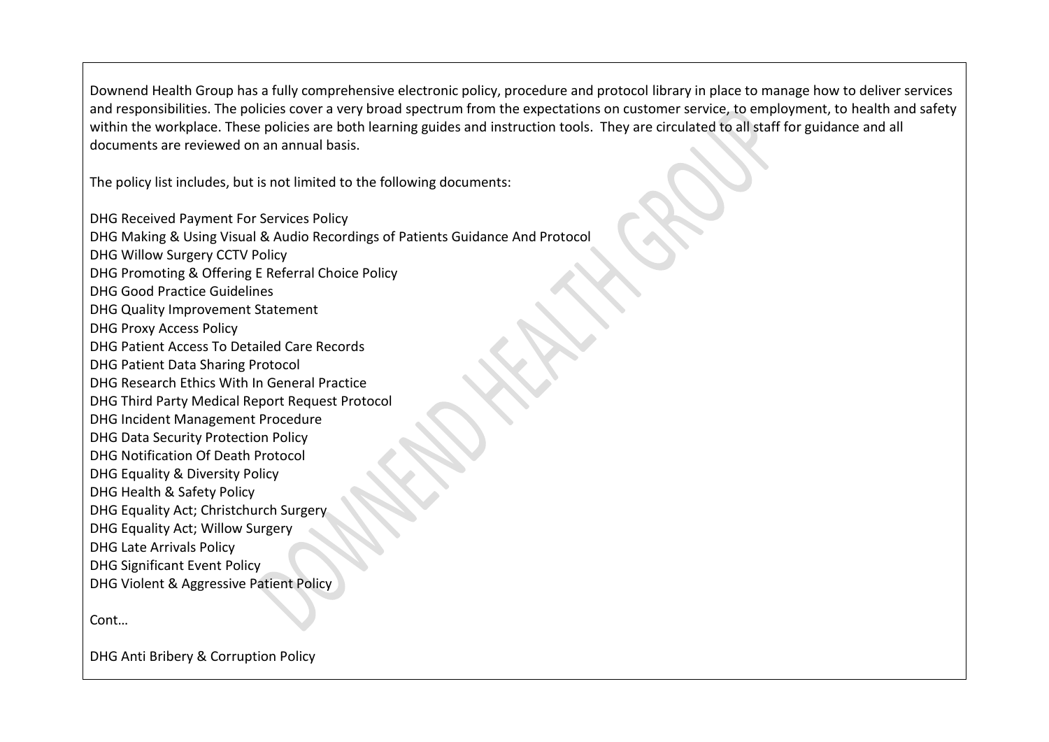Downend Health Group has a fully comprehensive electronic policy, procedure and protocol library in place to manage how to deliver services and responsibilities. The policies cover a very broad spectrum from the expectations on customer service, to employment, to health and safety within the workplace. These policies are both learning guides and instruction tools. They are circulated to all staff for guidance and all documents are reviewed on an annual basis.

The policy list includes, but is not limited to the following documents:

DHG Received Payment For Services Policy
DHG Making & Using Visual & Audio Recordings of Patients Guidance And Protocol
DHG Willow Surgery CCTV Policy
DHG Promoting & Offering E Referral Choice Policy
DHG Good Practice Guidelines
DHG Quality Improvement Statement
DHG Proxy Access Policy
DHG Patient Access To Detailed Care Records
DHG Patient Data Sharing Protocol
DHG Research Ethics With In General Practice
DHG Third Party Medical Report Request Protocol
DHG Incident Management Procedure
DHG Data Security Protection Policy
DHG Notification Of Death Protocol
DHG Equality & Diversity Policy
DHG Health & Safety Policy
DHG Equality Act; Christchurch Surgery
DHG Equality Act; Willow Surgery
DHG Late Arrivals Policy
DHG Significant Event Policy
DHG Violent & Aggressive Patient Policy

Cont…

DHG Anti Bribery & Corruption Policy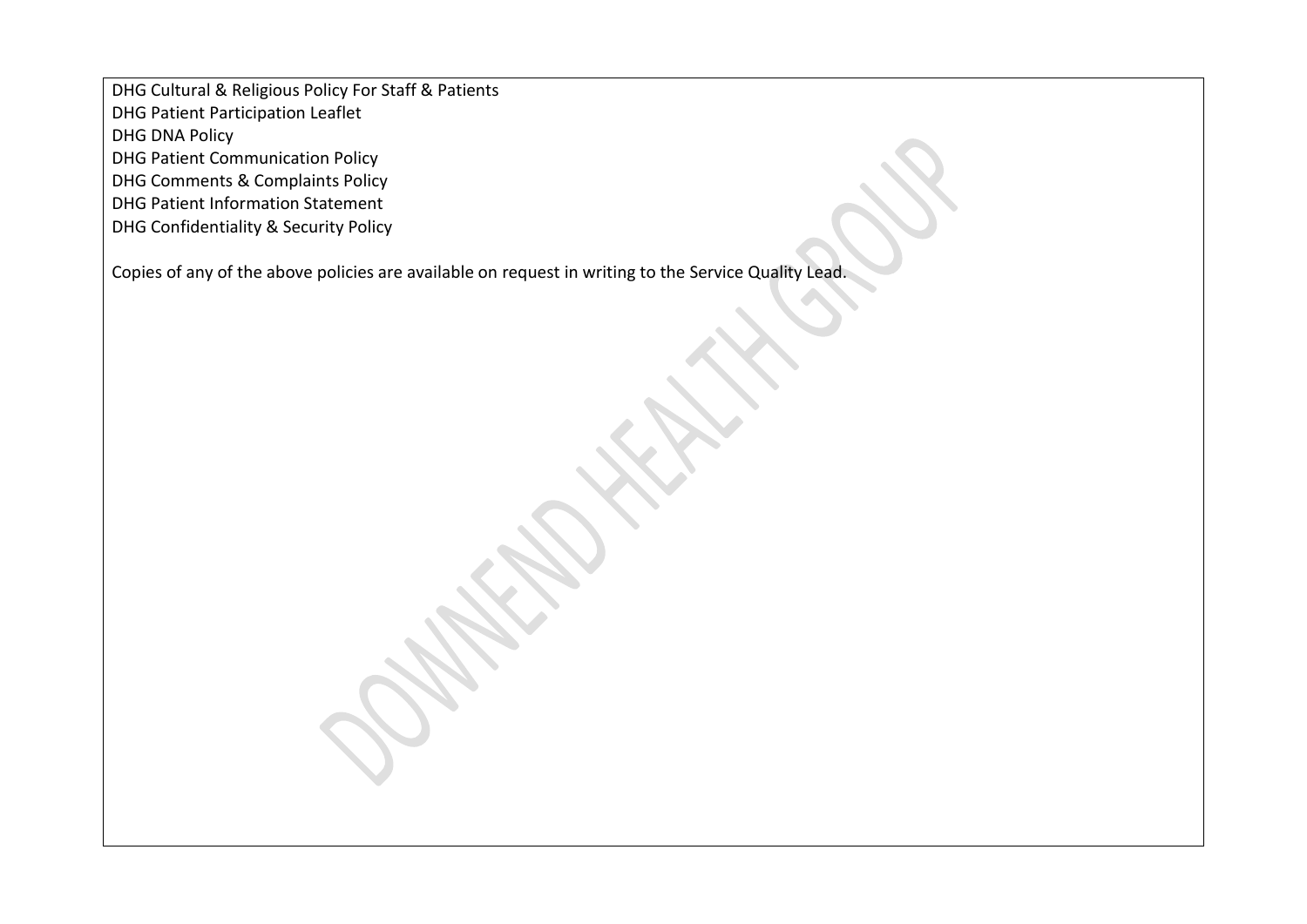DHG Cultural & Religious Policy For Staff & Patients
DHG Patient Participation Leaflet
DHG DNA Policy
DHG Patient Communication Policy
DHG Comments & Complaints Policy
DHG Patient Information Statement
DHG Confidentiality & Security Policy

Copies of any of the above policies are available on request in writing to the Service Quality Lead.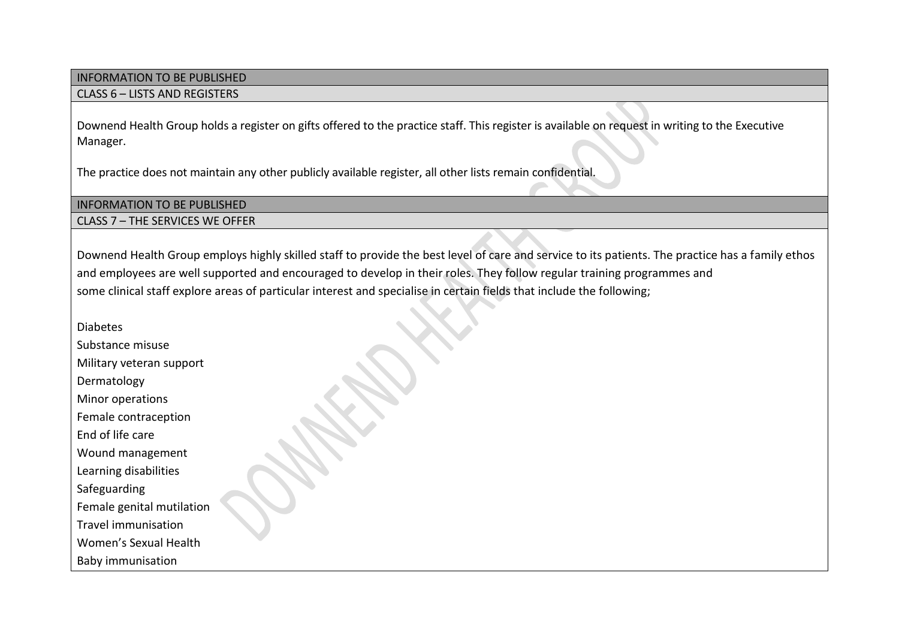## INFORMATION TO BE PUBLISHED

### CLASS 6 – LISTS AND REGISTERS

Downend Health Group holds a register on gifts offered to the practice staff. This register is available on request in writing to the Executive Manager.

The practice does not maintain any other publicly available register, all other lists remain confidential.

## INFORMATION TO BE PUBLISHED

### CLASS 7 – THE SERVICES WE OFFER

Downend Health Group employs highly skilled staff to provide the best level of care and service to its patients. The practice has a family ethos and employees are well supported and encouraged to develop in their roles. They follow regular training programmes and some clinical staff explore areas of particular interest and specialise in certain fields that include the following;

Diabetes
Substance misuse
Military veteran support
Dermatology
Minor operations
Female contraception
End of life care
Wound management
Learning disabilities
Safeguarding
Female genital mutilation
Travel immunisation
Women's Sexual Health
Baby immunisation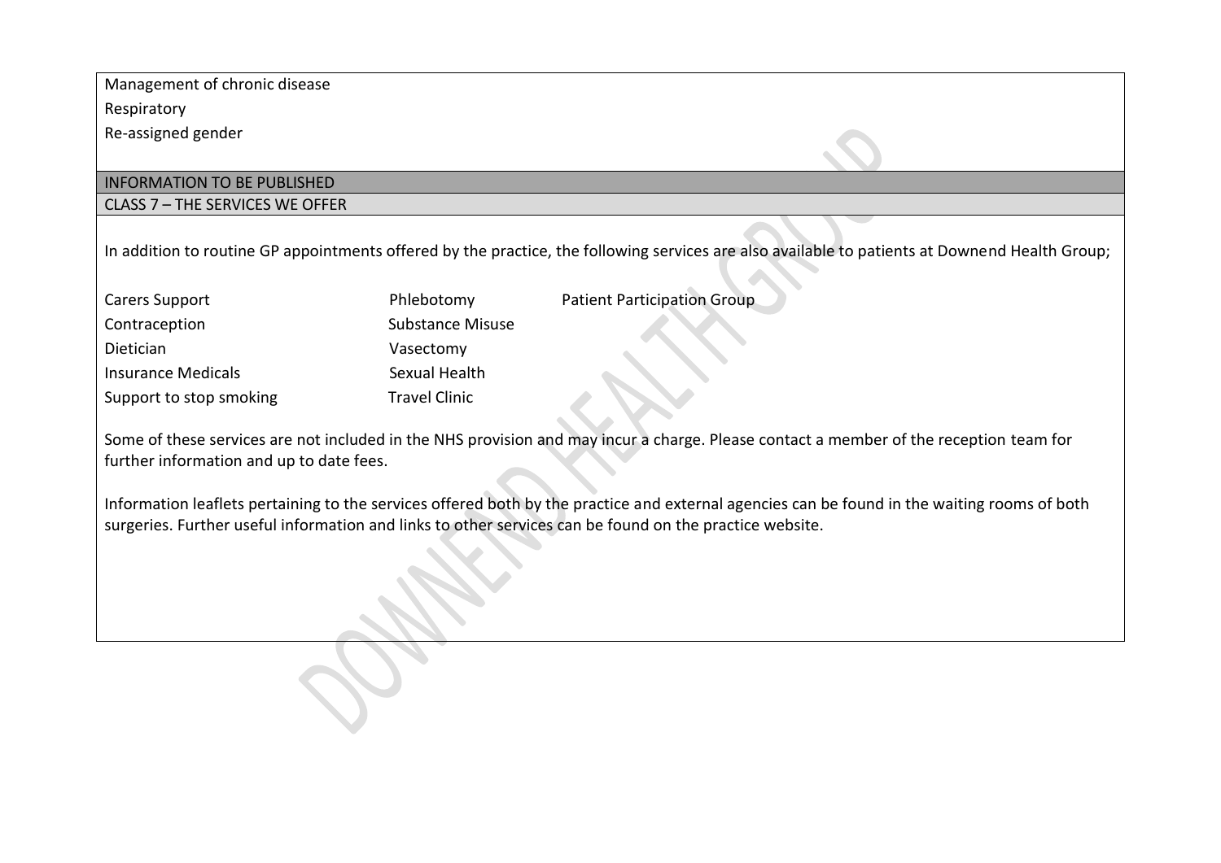Management of chronic disease
Respiratory
Re-assigned gender

**INFORMATION TO BE PUBLISHED**

**CLASS 7 – THE SERVICES WE OFFER**

In addition to routine GP appointments offered by the practice, the following services are also available to patients at Downend Health Group;

| | | |
|---|---|---|
| Carers Support | Phlebotomy | Patient Participation Group |
| Contraception | Substance Misuse | |
| Dietician | Vasectomy | |
| Insurance Medicals | Sexual Health | |
| Support to stop smoking | Travel Clinic | |

Some of these services are not included in the NHS provision and may incur a charge. Please contact a member of the reception team for further information and up to date fees.

Information leaflets pertaining to the services offered both by the practice and external agencies can be found in the waiting rooms of both surgeries. Further useful information and links to other services can be found on the practice website.